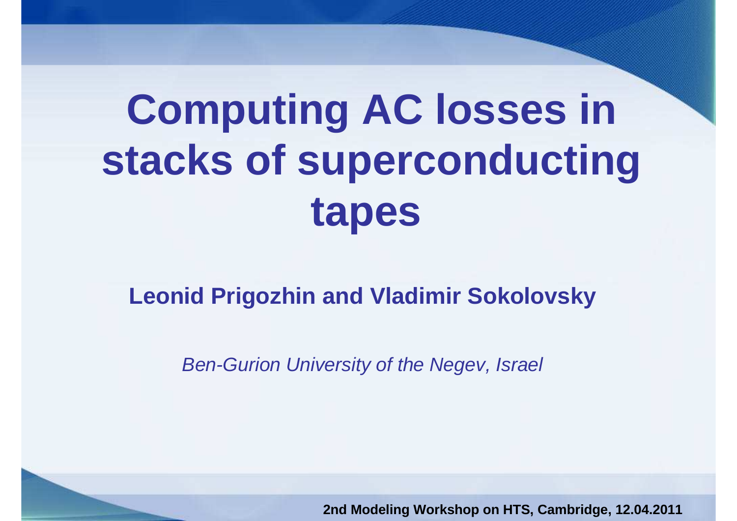# Computing AC losses in stacks of superconducting tapes

**Leonid Prigozhin and Vladimir Sokolovsky**

*Ben-Gurion University of the Negev, Israel*

**2nd Modeling Workshop on HTS, Cambridge, 12.04.2011**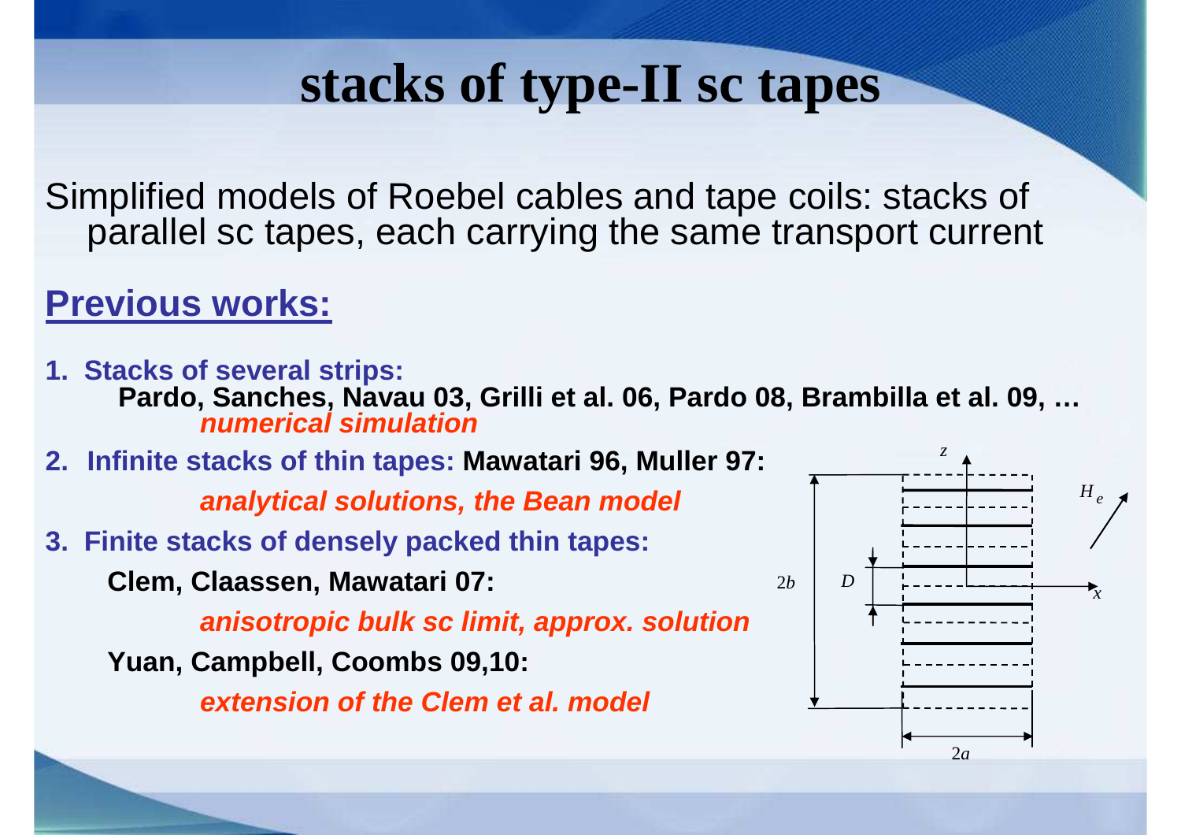# stacks of type-II sc tapes

Simplified models of Roebel cables and tape coils: stacks of parallel sc tapes, each carrying the same transport current

## Previous works:

1. **Stacks of several strips:**

   **Pardo, Sanches, Navau 03, Grilli et al. 06, Pardo 08, Brambilla et al. 09, …**

   ***numerical simulation***

2. **Infinite stacks of thin tapes: Mawatari 96, Muller 97:**

   ***analytical solutions, the Bean model***

3. **Finite stacks of densely packed thin tapes:**

   **Clem, Claassen, Mawatari 07:**

   ***anisotropic bulk sc limit, approx. solution***

   **Yuan, Campbell, Coombs 09,10:**

   ***extension of the Clem et al. model***

$z$, $H_e$, $2b$, $D$, $x$, $2a$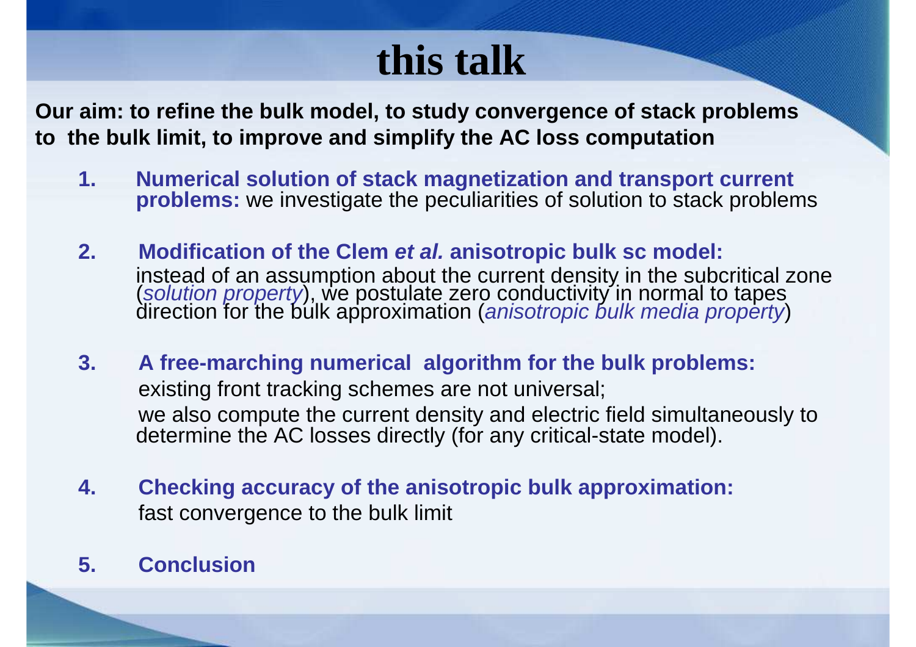# this talk

**Our aim: to refine the bulk model, to study convergence of stack problems to the bulk limit, to improve and simplify the AC loss computation**

1. **Numerical solution of stack magnetization and transport current problems:** we investigate the peculiarities of solution to stack problems

2. **Modification of the Clem *et al.* anisotropic bulk sc model:** instead of an assumption about the current density in the subcritical zone (*solution property*), we postulate zero conductivity in normal to tapes direction for the bulk approximation (*anisotropic bulk media property*)

3. **A free-marching numerical algorithm for the bulk problems:** existing front tracking schemes are not universal; we also compute the current density and electric field simultaneously to determine the AC losses directly (for any critical-state model).

4. **Checking accuracy of the anisotropic bulk approximation:** fast convergence to the bulk limit

5. **Conclusion**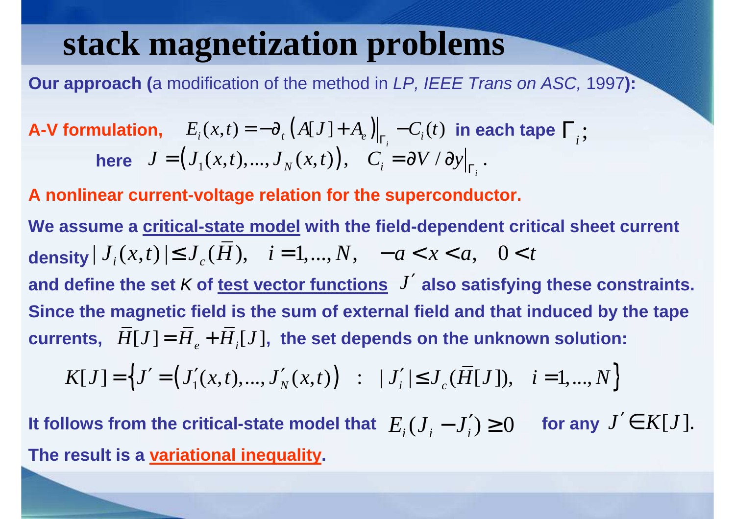# stack magnetization problems

**Our approach (**a modification of the method in *LP, IEEE Trans on ASC,* 1997**):**

**A-V formulation,** $E_i(x,t) = -\partial_t \left( A[J] + A_e \right)\Big|_{\Gamma_i} - C_i(t)$ **in each tape** $\Gamma_i$;

**here** $J = \left( J_1(x,t), ..., J_N(x,t) \right), \quad C_i = \partial V / \partial y\Big|_{\Gamma_i}.$

**A nonlinear current-voltage relation for the superconductor.**

**We assume a** **critical-state model** **with the field-dependent critical sheet current density** $| J_i(x,t) | \le J_c(\bar{H}), \quad i = 1, ..., N, \quad -a < x < a, \quad 0 < t$

**and define the set** *K* **of** **test vector functions** $J'$ **also satisfying these constraints.**

**Since the magnetic field is the sum of external field and that induced by the tape currents,** $\bar{H}[J] = \bar{H}_e + \bar{H}_i[J]$**, the set depends on the unknown solution:**

$$K[J] = \left\{ J' = \left( J_1'(x,t), ..., J_N'(x,t) \right) \;\; : \;\; | J_i' | \le J_c(\bar{H}[J]), \quad i = 1, ..., N \right\}$$

**It follows from the critical-state model that** $E_i(J_i - J_i') \ge 0$ **for any** $J' \in K[J].$

**The result is a** **variational inequality.**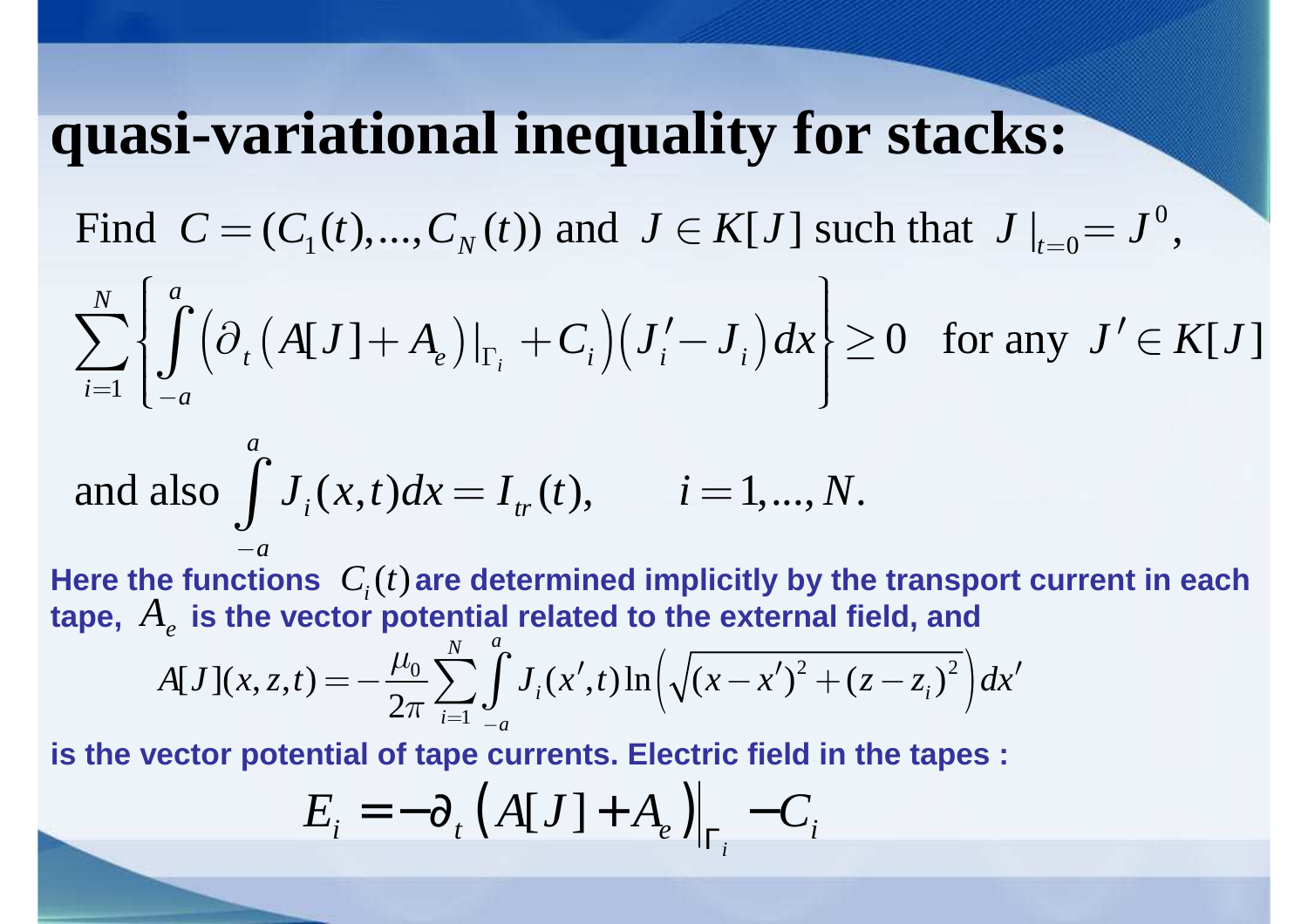# quasi-variational inequality for stacks:

Find $C = (C_1(t), \ldots, C_N(t))$ and $J \in K[J]$ such that $J|_{t=0} = J^0$,

$$\sum_{i=1}^{N} \left\{ \int_{-a}^{a} \left( \partial_t \left( A[J] + A_e \right)|_{\Gamma_i} + C_i \right) \left( J_i' - J_i \right) dx \right\} \geq 0 \quad \text{for any } J' \in K[J]$$

and also $\displaystyle\int_{-a}^{a} J_i(x,t)\,dx = I_{tr}(t), \qquad i = 1, \ldots, N.$

**Here the functions $C_i(t)$ are determined implicitly by the transport current in each tape, $A_e$ is the vector potential related to the external field, and**

$$A[J](x,z,t) = -\frac{\mu_0}{2\pi} \sum_{i=1}^{N} \int_{-a}^{a} J_i(x',t) \ln\left( \sqrt{(x-x')^2 + (z-z_i)^2} \right) dx'$$

**is the vector potential of tape currents. Electric field in the tapes :**

$$E_i = -\partial_t \left( A[J] + A_e \right)\Big|_{\Gamma_i} - C_i$$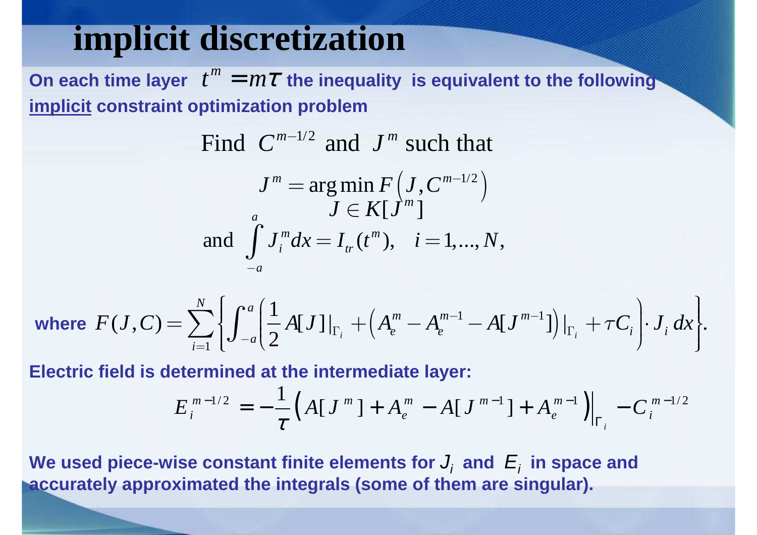# implicit discretization

**On each time layer $t^m = m\tau$ the inequality is equivalent to the following <u>implicit</u> constraint optimization problem**

$$\text{Find } C^{m-1/2} \text{ and } J^m \text{ such that}$$

$$J^m = \underset{J \in K[J^m]}{\arg\min} F\left(J, C^{m-1/2}\right)$$

$$\text{and } \int_{-a}^{a} J_i^m dx = I_{tr}(t^m), \quad i = 1,\ldots,N,$$

**where** $F(J,C) = \sum_{i=1}^{N} \left\{ \int_{-a}^{a} \left( \frac{1}{2} A[J]|_{\Gamma_i} + \left( A_e^m - A_e^{m-1} - A[J^{m-1}] \right)|_{\Gamma_i} + \tau C_i \right) \cdot J_i \, dx \right\}.$

**Electric field is determined at the intermediate layer:**

$$E_i^{m-1/2} = -\frac{1}{\tau}\left( A[J^m] + A_e^m - A[J^{m-1}] + A_e^{m-1} \right)\Big|_{\Gamma_i} - C_i^{m-1/2}$$

**We used piece-wise constant finite elements for $J_i$ and $E_i$ in space and accurately approximated the integrals (some of them are singular).**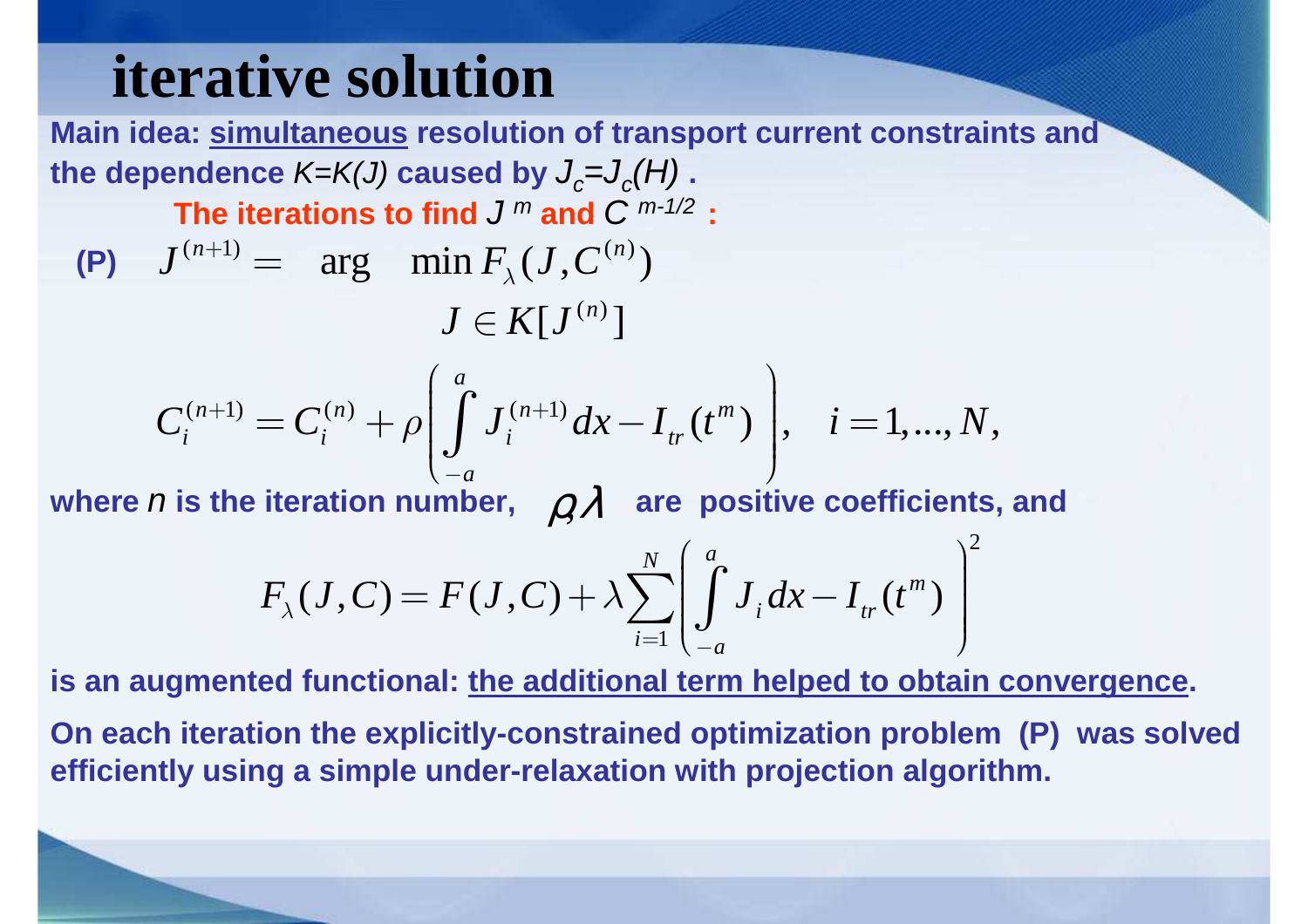# iterative solution

**Main idea: <u>simultaneous</u> resolution of transport current constraints and the dependence $K=K(J)$ caused by $J_c=J_c(H)$ .**

**The iterations to find $J^m$ and $C^{m-1/2}$ :**

**(P)** $$J^{(n+1)} = \arg \min_{J \in K[J^{(n)}]} F_\lambda(J, C^{(n)})$$

$$C_i^{(n+1)} = C_i^{(n)} + \rho \left( \int_{-a}^{a} J_i^{(n+1)} dx - I_{tr}(t^m) \right), \quad i = 1, ..., N,$$

**where $n$ is the iteration number, $\rho, \lambda$ are positive coefficients, and**

$$F_\lambda(J, C) = F(J, C) + \lambda \sum_{i=1}^{N} \left( \int_{-a}^{a} J_i dx - I_{tr}(t^m) \right)^2$$

**is an augmented functional: <u>the additional term helped to obtain convergence</u>.**

**On each iteration the explicitly-constrained optimization problem (P) was solved efficiently using a simple under-relaxation with projection algorithm.**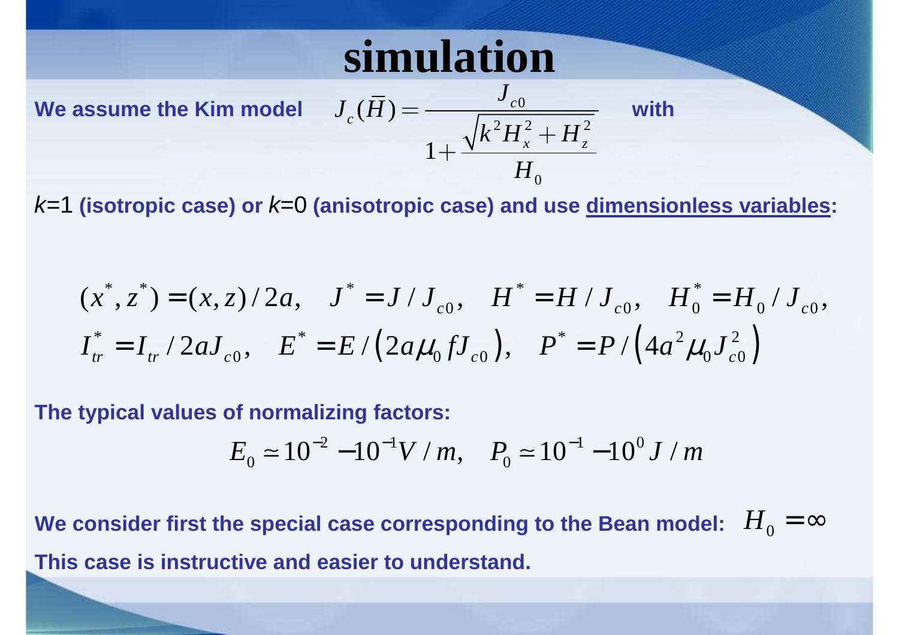# simulation

**We assume the Kim model** $J_c(\bar{H}) = \dfrac{J_{c0}}{1+\dfrac{\sqrt{k^2 H_x^2 + H_z^2}}{H_0}}$ **with**

$k$=1 **(isotropic case) or** $k$=0 **(anisotropic case) and use <u>dimensionless variables</u>:**

$$(x^*, z^*) = (x, z)/2a, \quad J^* = J/J_{c0}, \quad H^* = H/J_{c0}, \quad H_0^* = H_0/J_{c0},$$
$$I_{tr}^* = I_{tr}/2aJ_{c0}, \quad E^* = E/\left(2a\mu_0 f J_{c0}\right), \quad P^* = P/\left(4a^2\mu_0 J_{c0}^2\right)$$

**The typical values of normalizing factors:**

$$E_0 \simeq 10^{-2} - 10^{-1} V/m, \quad P_0 \simeq 10^{-1} - 10^{0} J/m$$

**We consider first the special case corresponding to the Bean model:** $H_0 = \infty$

**This case is instructive and easier to understand.**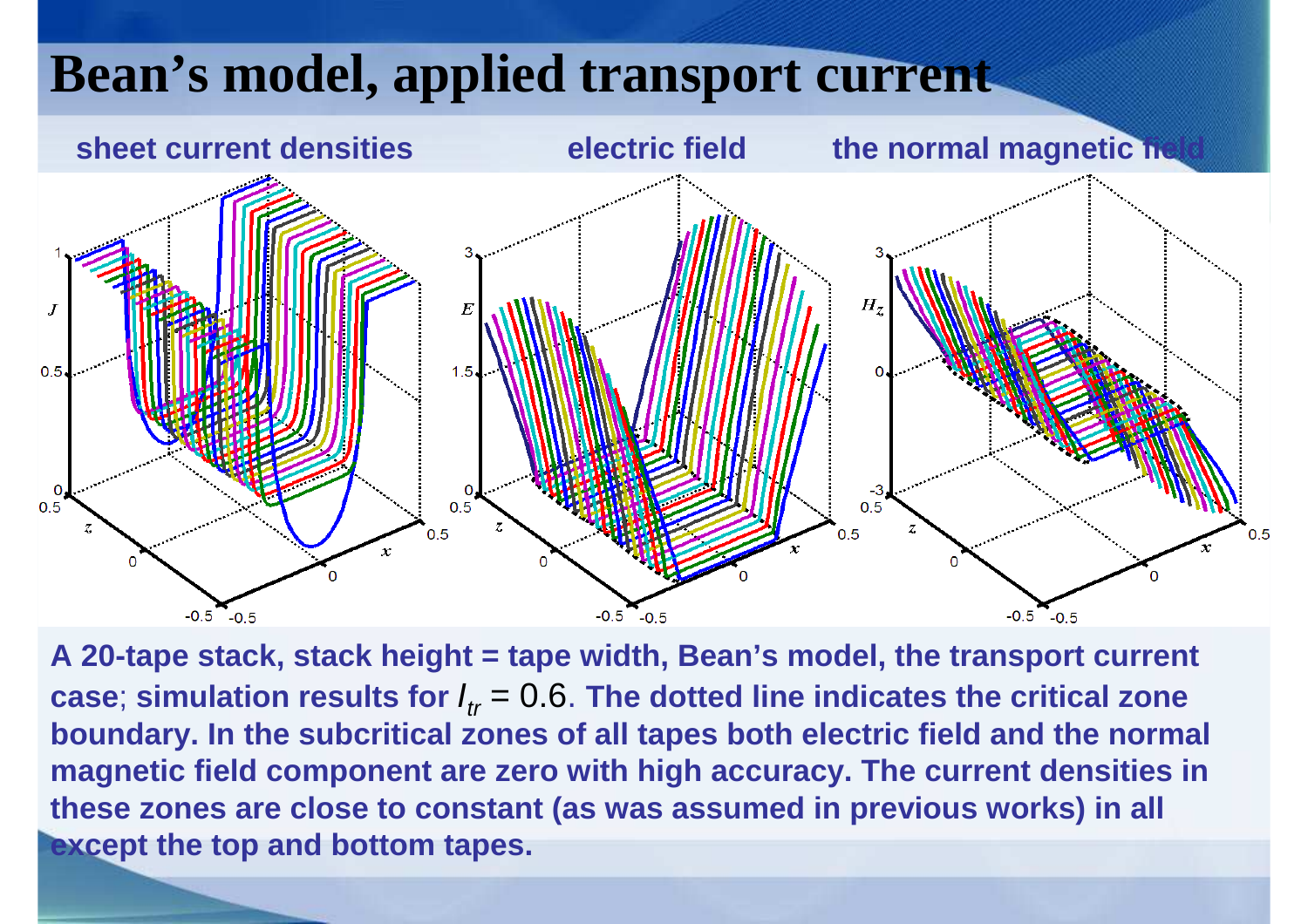# Bean's model, applied transport current

**sheet current densities** **electric field** **the normal magnetic field**

**A 20-tape stack, stack height = tape width, Bean's model, the transport current case; simulation results for $I_{tr} = 0.6$. The dotted line indicates the critical zone boundary. In the subcritical zones of all tapes both electric field and the normal magnetic field component are zero with high accuracy. The current densities in these zones are close to constant (as was assumed in previous works) in all except the top and bottom tapes.**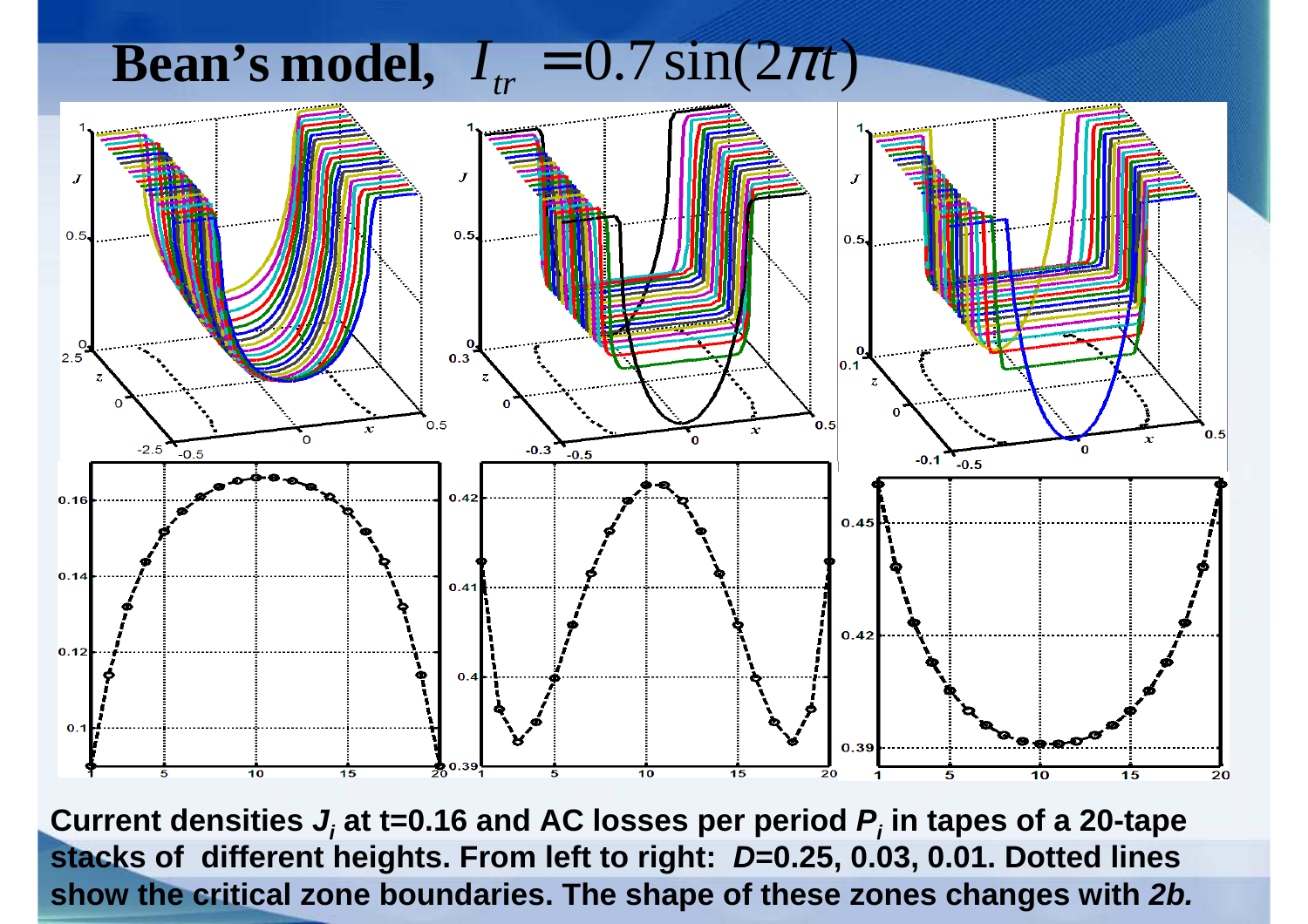# Bean's model, $I_{tr} = 0.7\sin(2\pi t)$

**Current densities $J_i$ at t=0.16 and AC losses per period $P_i$ in tapes of a 20-tape stacks of different heights. From left to right: $D$=0.25, 0.03, 0.01. Dotted lines show the critical zone boundaries. The shape of these zones changes with *2b.***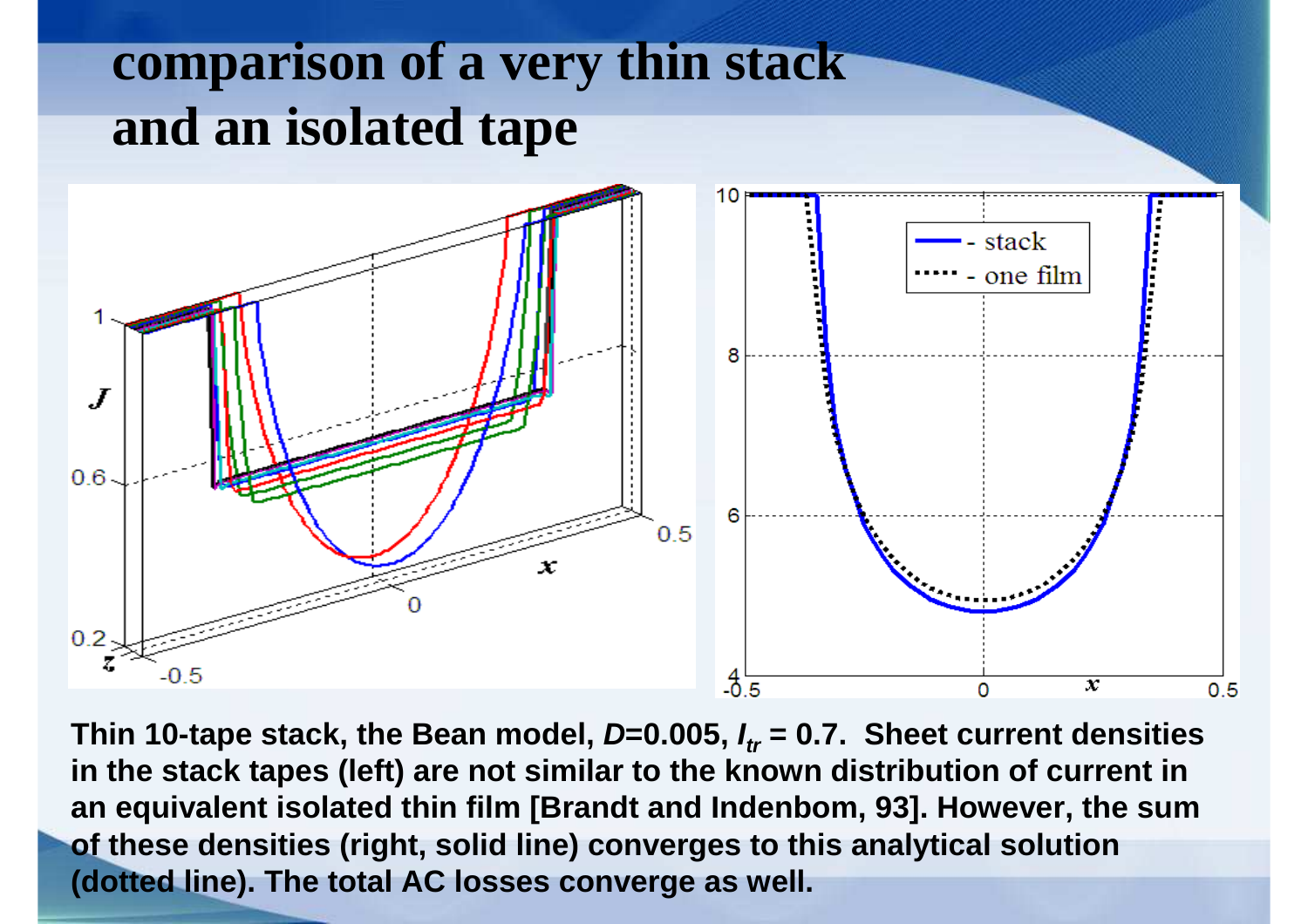# comparison of a very thin stack and an isolated tape

**Thin 10-tape stack, the Bean model, $D$=0.005, $I_{tr}$ = 0.7. Sheet current densities in the stack tapes (left) are not similar to the known distribution of current in an equivalent isolated thin film [Brandt and Indenbom, 93]. However, the sum of these densities (right, solid line) converges to this analytical solution (dotted line). The total AC losses converge as well.**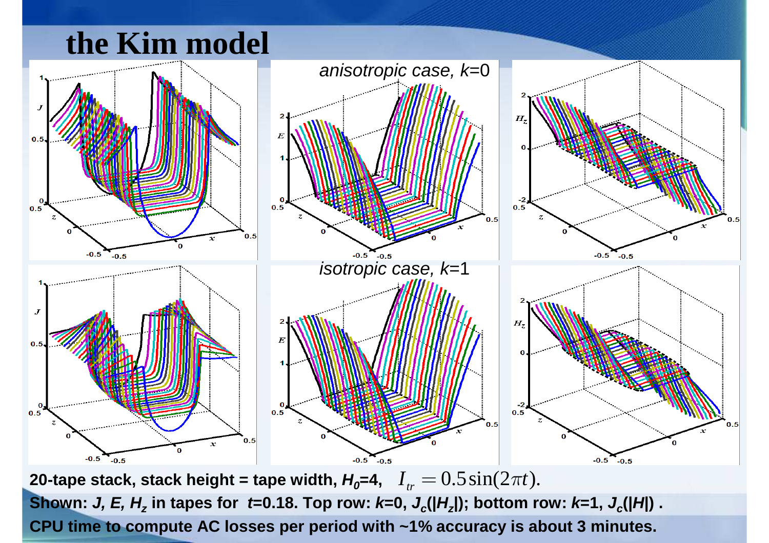# the Kim model

anisotropic case, $k$=0

isotropic case, $k$=1

**20-tape stack, stack height = tape width, $H_0$=4,** $I_{tr} = 0.5\sin(2\pi t)$.

**Shown: $J$, $E$, $H_z$ in tapes for $t$=0.18. Top row: $k$=0, $J_c(|H_z|)$; bottom row: $k$=1, $J_c(|H|)$ .**

**CPU time to compute AC losses per period with ~1% accuracy is about 3 minutes.**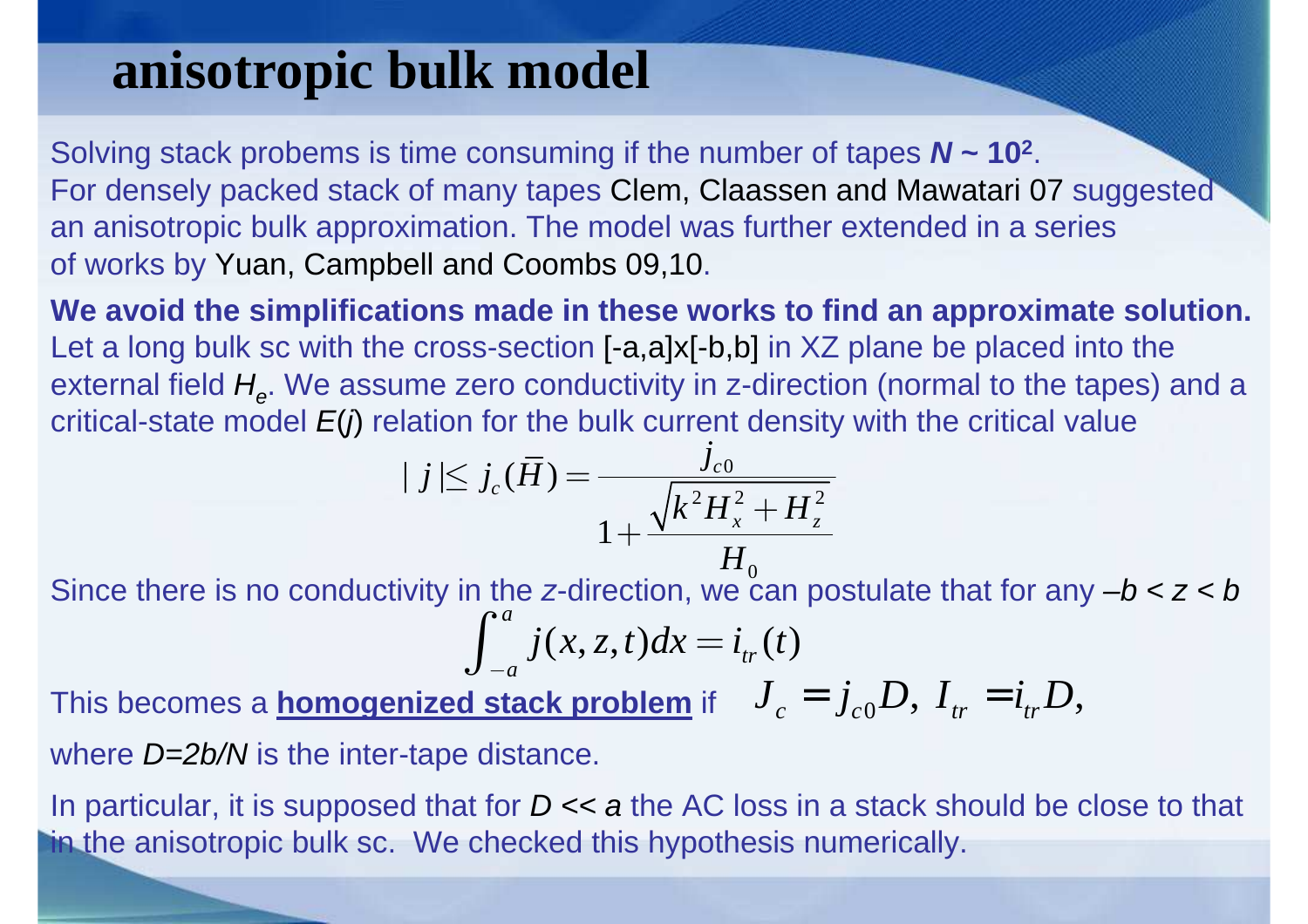# anisotropic bulk model

Solving stack probems is time consuming if the number of tapes ***N* ~ 10²**.
For densely packed stack of many tapes Clem, Claassen and Mawatari 07 suggested an anisotropic bulk approximation. The model was further extended in a series of works by Yuan, Campbell and Coombs 09,10.

**We avoid the simplifications made in these works to find an approximate solution.**
Let a long bulk sc with the cross-section [-a,a]x[-b,b] in XZ plane be placed into the external field $H_e$. We assume zero conductivity in z-direction (normal to the tapes) and a critical-state model $E(j)$ relation for the bulk current density with the critical value

$$|j| \le j_c(\bar{H}) = \frac{j_{c0}}{1 + \frac{\sqrt{k^2 H_x^2 + H_z^2}}{H_0}}$$

Since there is no conductivity in the *z*-direction, we can postulate that for any $-b < z < b$

$$\int_{-a}^{a} j(x,z,t)\,dx = i_{tr}(t)$$

This becomes a **<u>homogenized stack problem</u>** if $J_c = j_{c0} D,\ I_{tr} = i_{tr} D,$

where $D=2b/N$ is the inter-tape distance.

In particular, it is supposed that for $D << a$ the AC loss in a stack should be close to that in the anisotropic bulk sc. We checked this hypothesis numerically.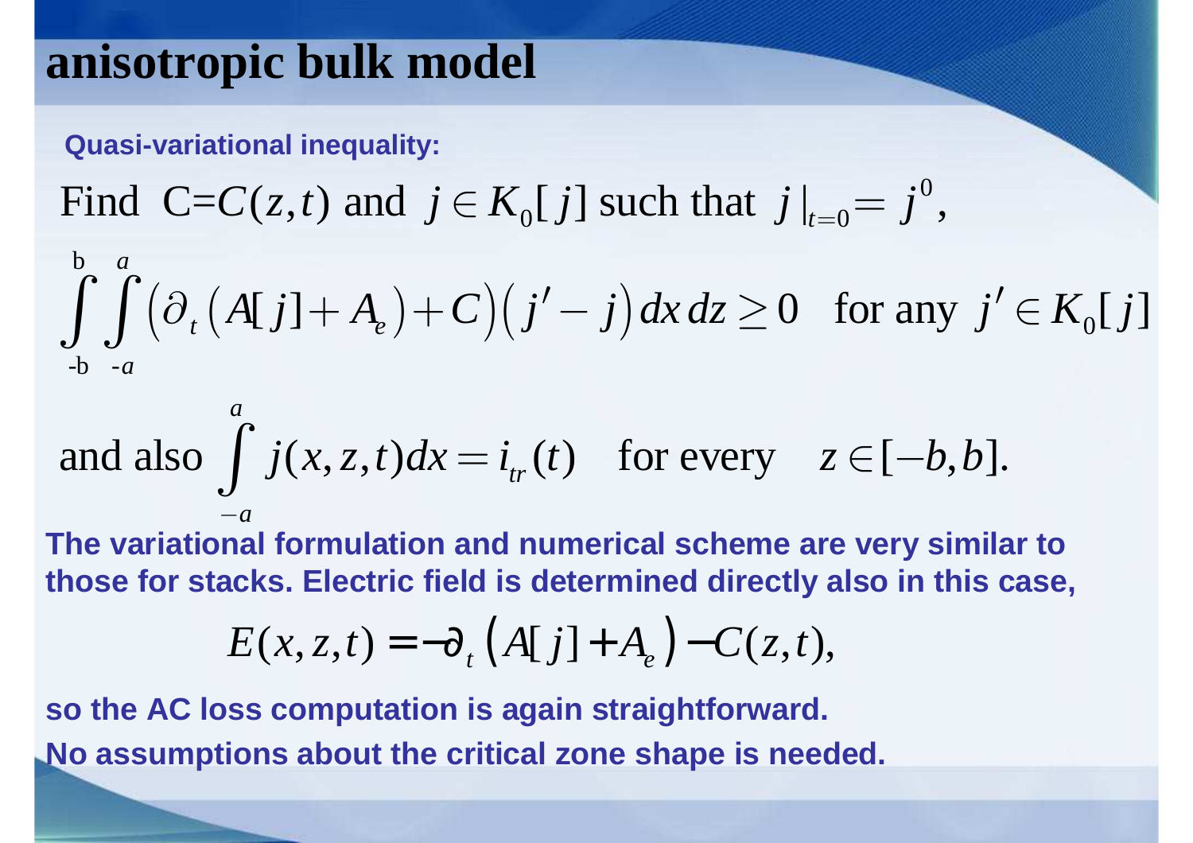# anisotropic bulk model

**Quasi-variational inequality:**

Find $C=C(z,t)$ and $j \in K_0[j]$ such that $j|_{t=0} = j^0$,

$$\int_{-b}^{b}\int_{-a}^{a}\left(\partial_t\left(A[j]+A_e\right)+C\right)\left(j'-j\right)dx\,dz \geq 0 \quad \text{for any } j' \in K_0[j]$$

and also $\displaystyle\int_{-a}^{a} j(x,z,t)dx = i_{tr}(t) \quad \text{for every} \quad z \in [-b,b].$

**The variational formulation and numerical scheme are very similar to those for stacks. Electric field is determined directly also in this case,**

$$E(x,z,t) = -\partial_t\left(A[j]+A_e\right) - C(z,t),$$

**so the AC loss computation is again straightforward.**

**No assumptions about the critical zone shape is needed.**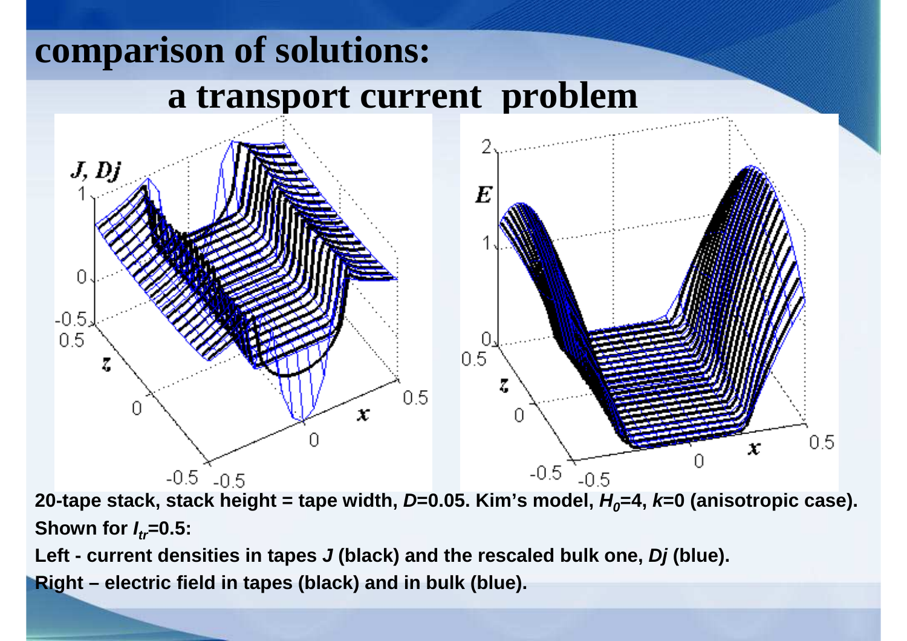# comparison of solutions:

## a transport current problem

20-tape stack, stack height = tape width, $D$=0.05. Kim's model, $H_0$=4, $k$=0 (anisotropic case). Shown for $I_{tr}$=0.5:

Left - current densities in tapes $J$ (black) and the rescaled bulk one, $Dj$ (blue).

Right – electric field in tapes (black) and in bulk (blue).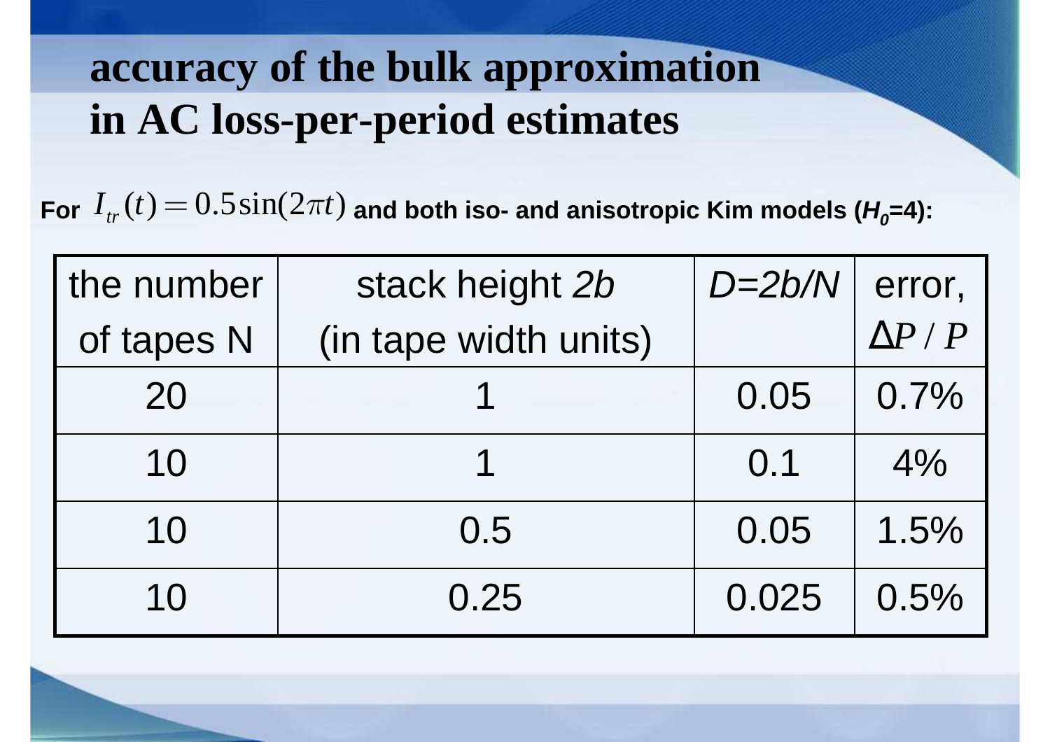# accuracy of the bulk approximation in AC loss-per-period estimates

**For** $I_{tr}(t) = 0.5\sin(2\pi t)$ **and both iso- and anisotropic Kim models (**$H_0$**=4):**

| the number of tapes N | stack height *2b* (in tape width units) | *D=2b/N* | error, $\Delta P / P$ |
|---|---|---|---|
| 20 | 1 | 0.05 | 0.7% |
| 10 | 1 | 0.1 | 4% |
| 10 | 0.5 | 0.05 | 1.5% |
| 10 | 0.25 | 0.025 | 0.5% |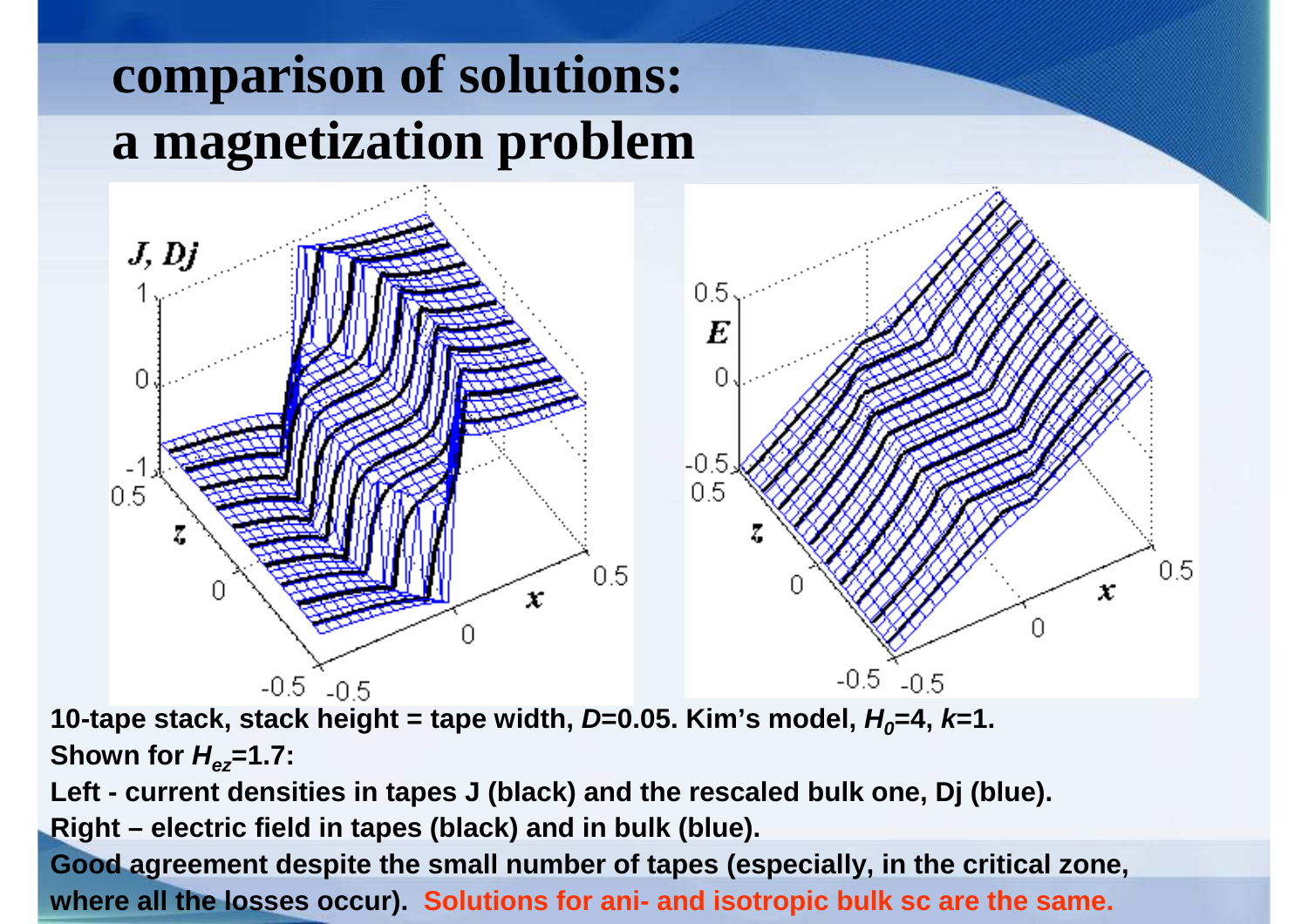# comparison of solutions: a magnetization problem

**10-tape stack, stack height = tape width, $D$=0.05. Kim's model, $H_0$=4, $k$=1.**

**Shown for $H_{ez}$=1.7:**

**Left - current densities in tapes J (black) and the rescaled bulk one, Dj (blue).**

**Right – electric field in tapes (black) and in bulk (blue).**

**Good agreement despite the small number of tapes (especially, in the critical zone, where all the losses occur). Solutions for ani- and isotropic bulk sc are the same.**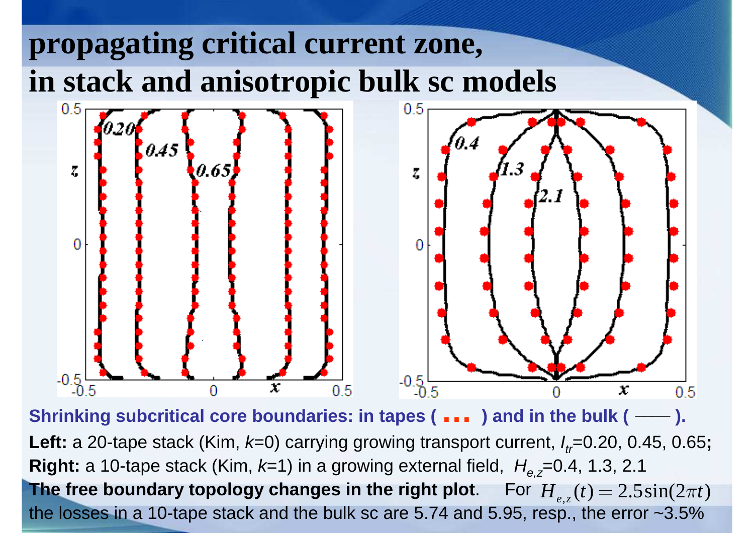# propagating critical current zone, in stack and anisotropic bulk sc models

**Shrinking subcritical core boundaries: in tapes ( ... ) and in the bulk ( —— ).**

**Left:** a 20-tape stack (Kim, $k$=0) carrying growing transport current, $I_{tr}$=0.20, 0.45, 0.65**;**
**Right:** a 10-tape stack (Kim, $k$=1) in a growing external field, $H_{e,z}$=0.4, 1.3, 2.1
**The free boundary topology changes in the right plot**. For $H_{e,z}(t) = 2.5\sin(2\pi t)$ the losses in a 10-tape stack and the bulk sc are 5.74 and 5.95, resp., the error ~3.5%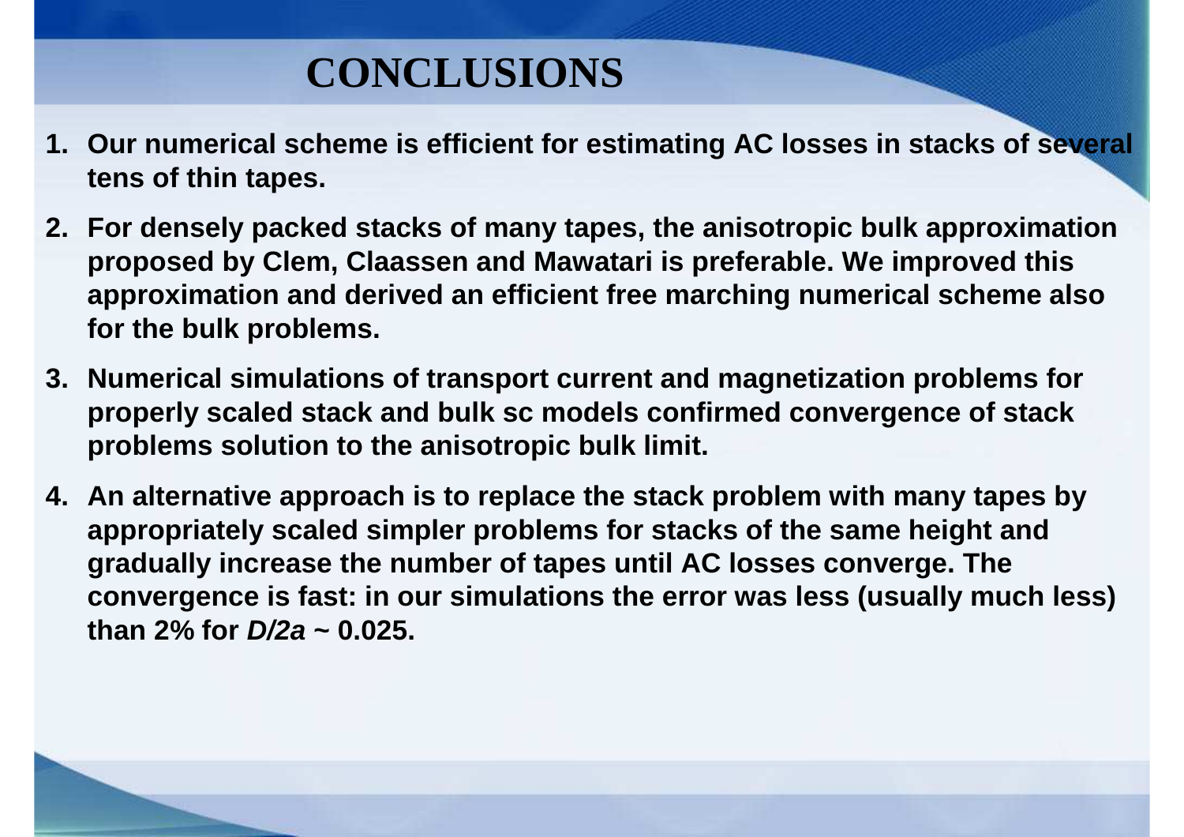# CONCLUSIONS

1. **Our numerical scheme is efficient for estimating AC losses in stacks of several tens of thin tapes.**
2. **For densely packed stacks of many tapes, the anisotropic bulk approximation proposed by Clem, Claassen and Mawatari is preferable. We improved this approximation and derived an efficient free marching numerical scheme also for the bulk problems.**
3. **Numerical simulations of transport current and magnetization problems for properly scaled stack and bulk sc models confirmed convergence of stack problems solution to the anisotropic bulk limit.**
4. **An alternative approach is to replace the stack problem with many tapes by appropriately scaled simpler problems for stacks of the same height and gradually increase the number of tapes until AC losses converge. The convergence is fast: in our simulations the error was less (usually much less) than 2% for $D/2a \sim 0.025$.**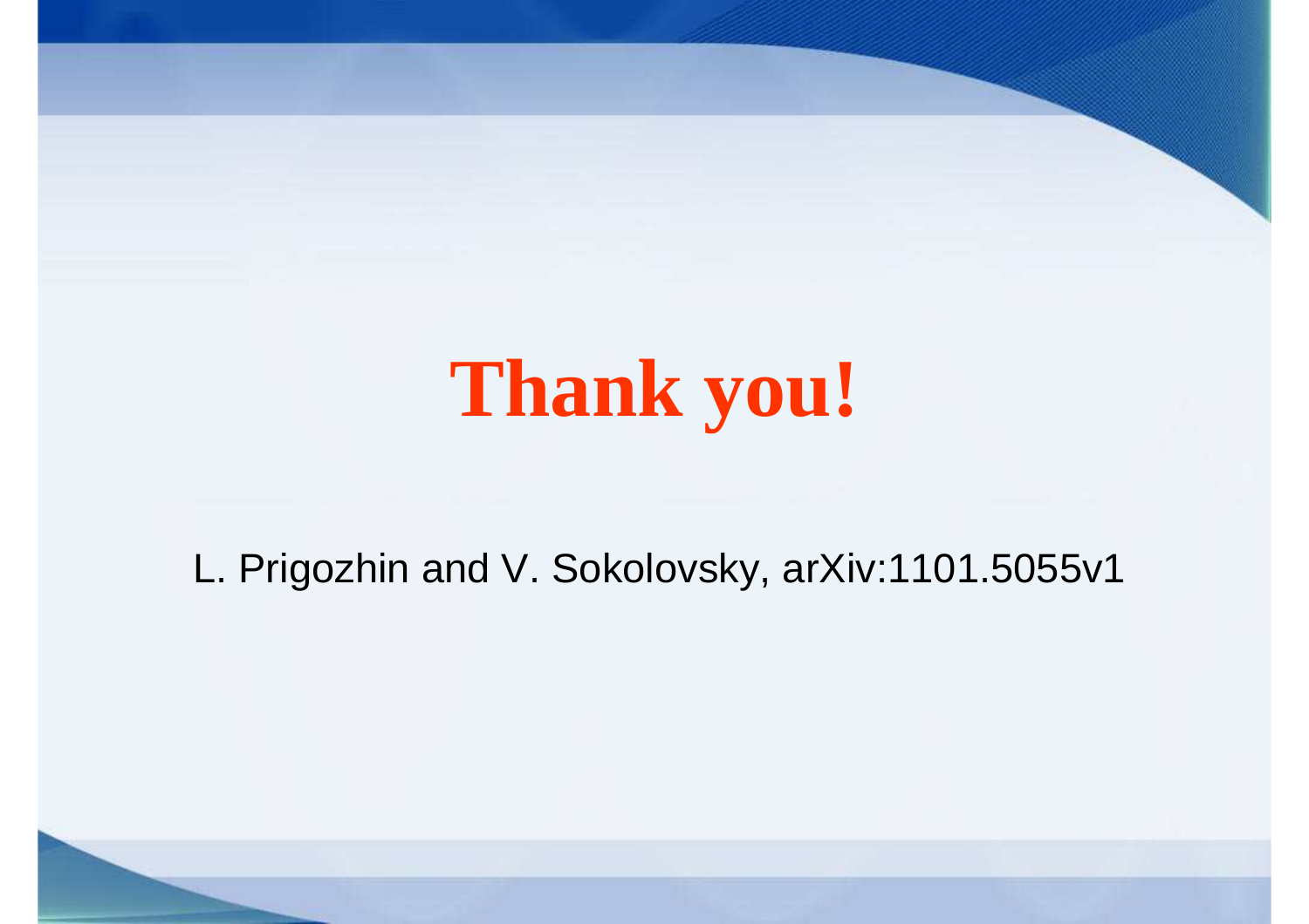# Thank you!

L. Prigozhin and V. Sokolovsky, arXiv:1101.5055v1